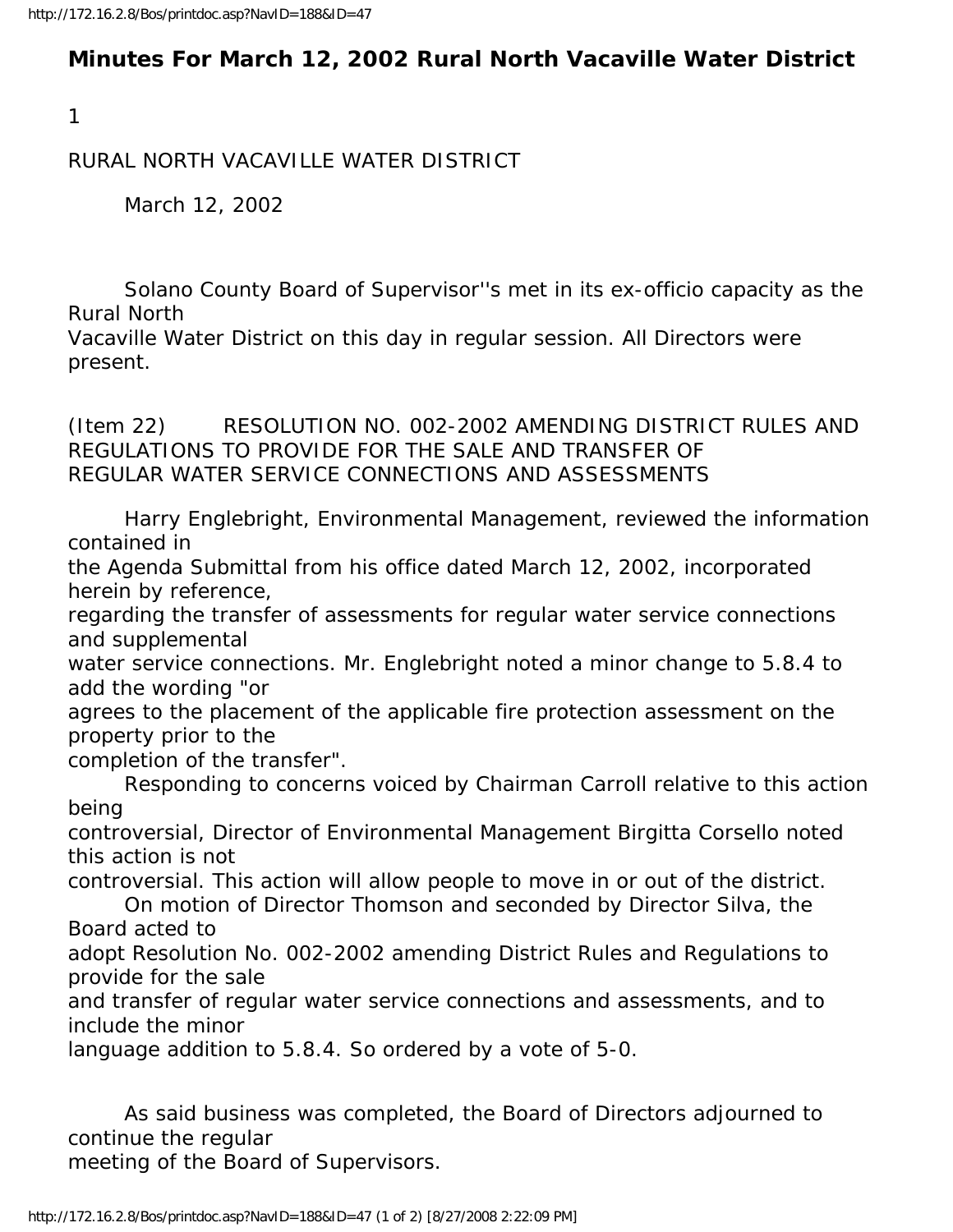# Minutes For March 12, 2002 Rural North Vacaville Water District

RURAL NORTH VACAVILLE WATER DISTRICT

March 12, 2002

Solano County Board of Supervisor''s met in its ex-officio capacity as the Rural North Vacaville Water District on this day in regular session. All Directors were present.

(Item 22) RESOLUTION NO. 002-2002 AMENDING DISTRICT RULES AND REGULATIONS TO PROVIDE FOR THE SALE AND TRANSFER OF REGULAR WATER SERVICE CONNECTIONS AND ASSESSMENTS

Harry Englebright, Environmental Management, reviewed the information contained in the Agenda Submittal from his office dated March 12, 2002, incorporated herein by reference, regarding the transfer of assessments for regular water service connections and supplemental water service connections. Mr. Englebright noted a minor change to 5.8.4 to add the wording "or agrees to the placement of the applicable fire protection assessment on the property prior to the completion of the transfer".

Responding to concerns voiced by Chairman Carroll relative to this action being controversial, Director of Environmental Management Birgitta Corsello noted this action is not controversial. This action will allow people to move in or out of the district.

On motion of Director Thomson and seconded by Director Silva, the Board acted to adopt Resolution No. 002-2002 amending District Rules and Regulations to provide for the sale and transfer of regular water service connections and assessments, and to include the minor language addition to 5.8.4. So ordered by a vote of 5-0.

As said business was completed, the Board of Directors adjourned to continue the regular meeting of the Board of Supervisors.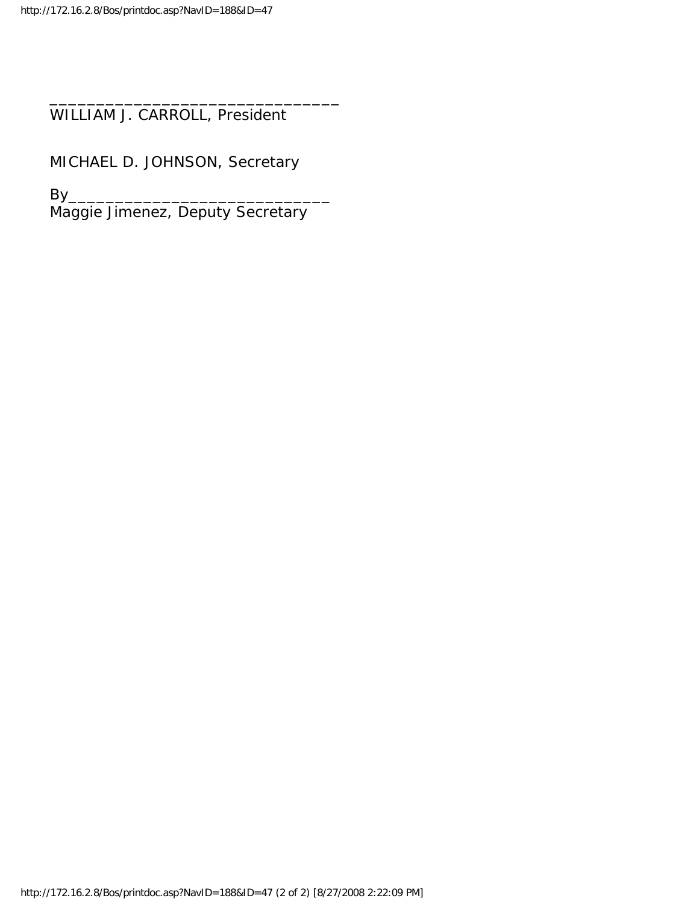_______________________________
WILLIAM J. CARROLL, President

MICHAEL D. JOHNSON, Secretary

By____________________________
Maggie Jimenez, Deputy Secretary